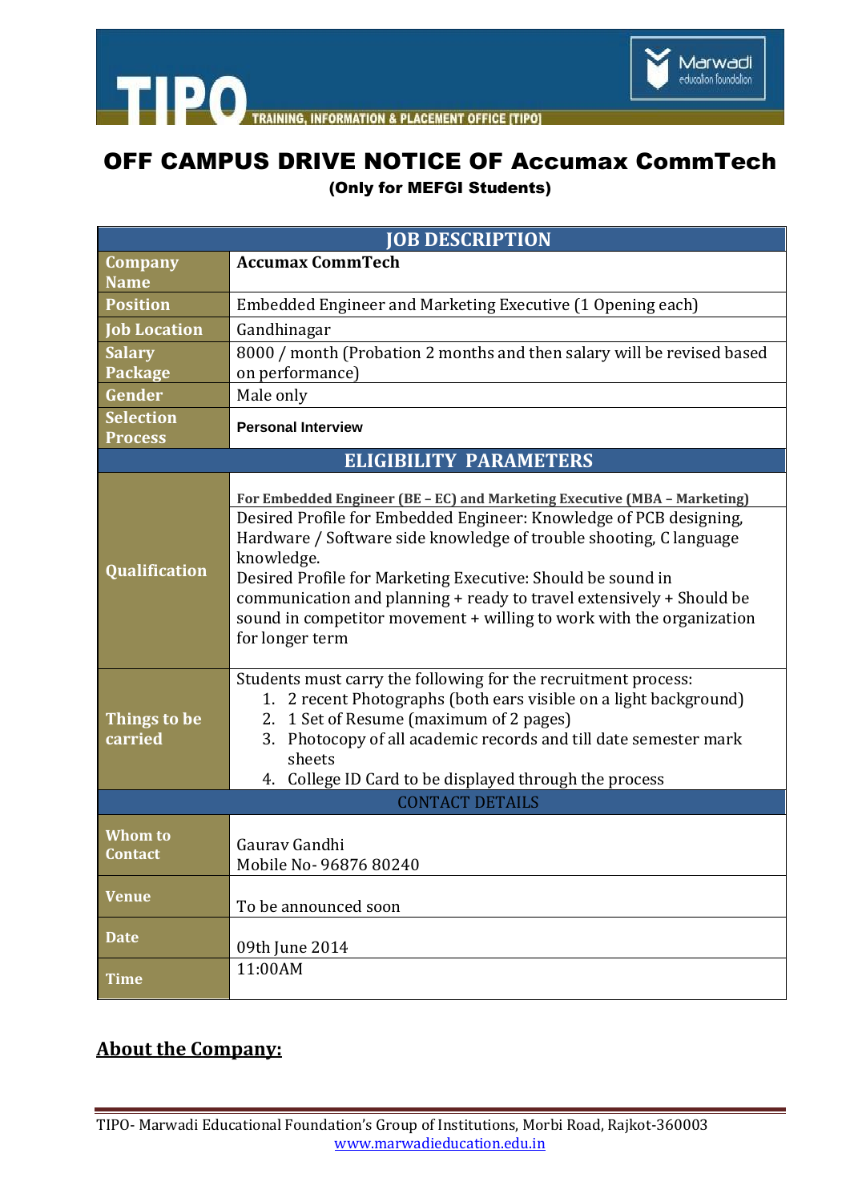# OFF CAMPUS DRIVE NOTICE OF Accumax CommTech

**(Only for MEFGI Students)**

| JOB DESCRIPTION | |
|---|---|
| **Company Name** | **Accumax CommTech** |
| **Position** | Embedded Engineer and Marketing Executive (1 Opening each) |
| **Job Location** | Gandhinagar |
| **Salary Package** | 8000 / month (Probation 2 months and then salary will be revised based on performance) |
| **Gender** | Male only |
| **Selection Process** | **Personal Interview** |
| **ELIGIBILITY PARAMETERS** | |
| **Qualification** | **For Embedded Engineer (BE – EC) and Marketing Executive (MBA – Marketing)**<br>Desired Profile for Embedded Engineer: Knowledge of PCB designing, Hardware / Software side knowledge of trouble shooting, C language knowledge.<br>Desired Profile for Marketing Executive: Should be sound in communication and planning + ready to travel extensively + Should be sound in competitor movement + willing to work with the organization for longer term |
| **Things to be carried** | Students must carry the following for the recruitment process:<br>1. 2 recent Photographs (both ears visible on a light background)<br>2. 1 Set of Resume (maximum of 2 pages)<br>3. Photocopy of all academic records and till date semester mark sheets<br>4. College ID Card to be displayed through the process |
| CONTACT DETAILS | |
| **Whom to Contact** | Gaurav Gandhi<br>Mobile No- 96876 80240 |
| **Venue** | To be announced soon |
| **Date** | 09th June 2014 |
| **Time** | 11:00AM |

## About the Company: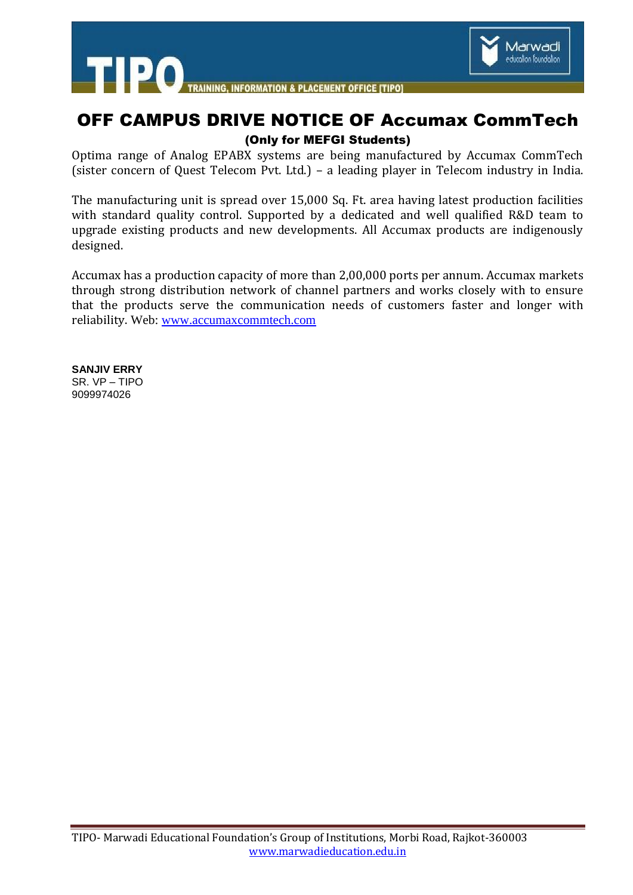# OFF CAMPUS DRIVE NOTICE OF Accumax CommTech

**(Only for MEFGI Students)**

Optima range of Analog EPABX systems are being manufactured by Accumax CommTech (sister concern of Quest Telecom Pvt. Ltd.) – a leading player in Telecom industry in India.

The manufacturing unit is spread over 15,000 Sq. Ft. area having latest production facilities with standard quality control. Supported by a dedicated and well qualified R&D team to upgrade existing products and new developments. All Accumax products are indigenously designed.

Accumax has a production capacity of more than 2,00,000 ports per annum. Accumax markets through strong distribution network of channel partners and works closely with to ensure that the products serve the communication needs of customers faster and longer with reliability. Web: www.accumaxcommtech.com

**SANJIV ERRY**
SR. VP – TIPO
9099974026